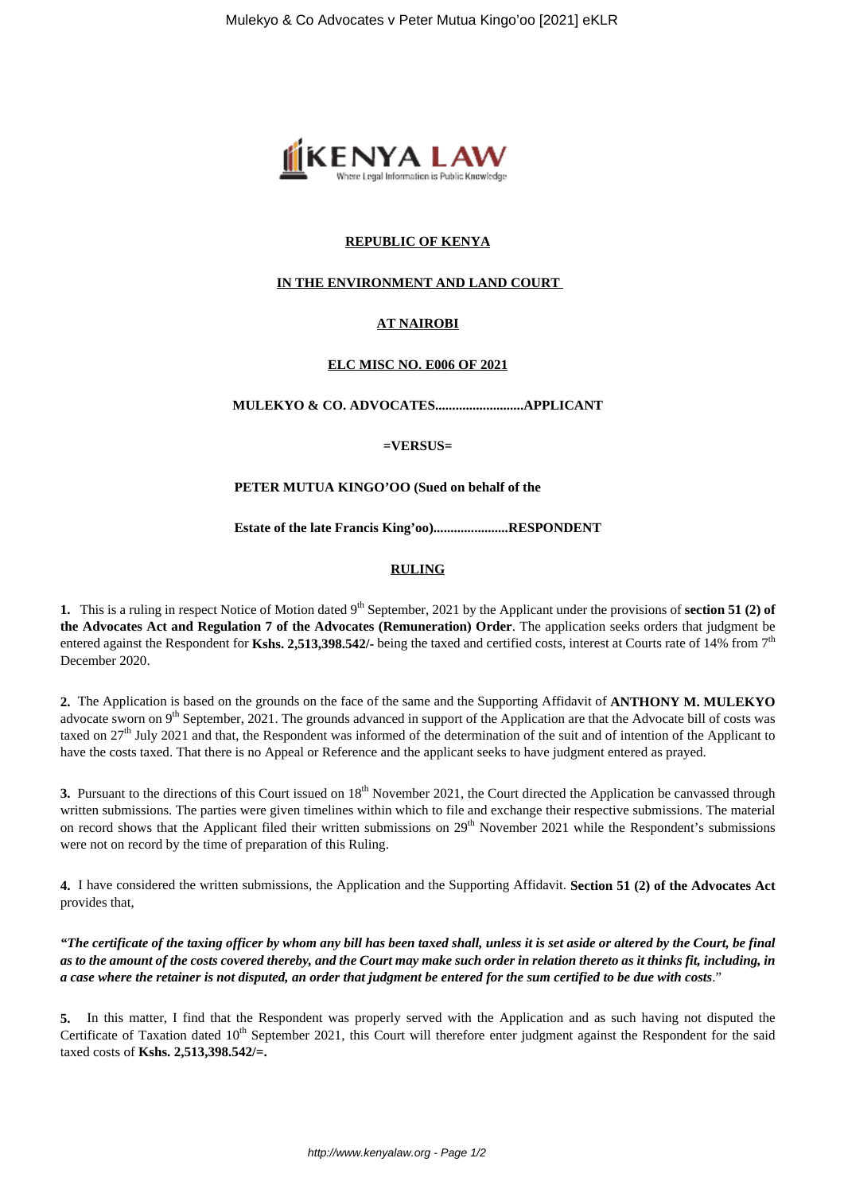**REPUBLIC OF KENYA**

**IN THE ENVIRONMENT AND LAND COURT**

**AT NAIROBI**

**ELC MISC NO. E006 OF 2021**

**MULEKYO & CO. ADVOCATES..........................APPLICANT**

**=VERSUS=**

**PETER MUTUA KINGO'OO (Sued on behalf of the**

**Estate of the late Francis King'oo)......................RESPONDENT**

**RULING**

**1.** This is a ruling in respect Notice of Motion dated 9th September, 2021 by the Applicant under the provisions of **section 51 (2) of the Advocates Act and Regulation 7 of the Advocates (Remuneration) Order**. The application seeks orders that judgment be entered against the Respondent for **Kshs. 2,513,398.542/-** being the taxed and certified costs, interest at Courts rate of 14% from 7th December 2020.

**2.** The Application is based on the grounds on the face of the same and the Supporting Affidavit of **ANTHONY M. MULEKYO** advocate sworn on 9th September, 2021. The grounds advanced in support of the Application are that the Advocate bill of costs was taxed on 27th July 2021 and that, the Respondent was informed of the determination of the suit and of intention of the Applicant to have the costs taxed. That there is no Appeal or Reference and the applicant seeks to have judgment entered as prayed.

**3.** Pursuant to the directions of this Court issued on 18th November 2021, the Court directed the Application be canvassed through written submissions. The parties were given timelines within which to file and exchange their respective submissions. The material on record shows that the Applicant filed their written submissions on 29th November 2021 while the Respondent's submissions were not on record by the time of preparation of this Ruling.

**4.** I have considered the written submissions, the Application and the Supporting Affidavit. **Section 51 (2) of the Advocates Act** provides that,

***"The certificate of the taxing officer by whom any bill has been taxed shall, unless it is set aside or altered by the Court, be final as to the amount of the costs covered thereby, and the Court may make such order in relation thereto as it thinks fit, including, in a case where the retainer is not disputed, an order that judgment be entered for the sum certified to be due with costs*.**"

**5.** In this matter, I find that the Respondent was properly served with the Application and as such having not disputed the Certificate of Taxation dated 10th September 2021, this Court will therefore enter judgment against the Respondent for the said taxed costs of **Kshs. 2,513,398.542/=.**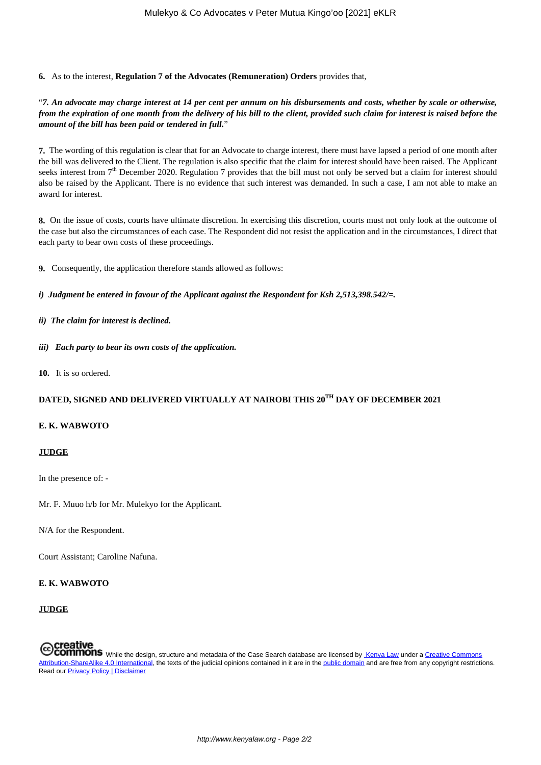**6.** As to the interest, **Regulation 7 of the Advocates (Remuneration) Orders** provides that,

"***7. An advocate may charge interest at 14 per cent per annum on his disbursements and costs, whether by scale or otherwise, from the expiration of one month from the delivery of his bill to the client, provided such claim for interest is raised before the amount of the bill has been paid or tendered in full.***"

**7.** The wording of this regulation is clear that for an Advocate to charge interest, there must have lapsed a period of one month after the bill was delivered to the Client. The regulation is also specific that the claim for interest should have been raised. The Applicant seeks interest from 7th December 2020. Regulation 7 provides that the bill must not only be served but a claim for interest should also be raised by the Applicant. There is no evidence that such interest was demanded. In such a case, I am not able to make an award for interest.

**8.** On the issue of costs, courts have ultimate discretion. In exercising this discretion, courts must not only look at the outcome of the case but also the circumstances of each case. The Respondent did not resist the application and in the circumstances, I direct that each party to bear own costs of these proceedings.

**9.** Consequently, the application therefore stands allowed as follows:

***i) Judgment be entered in favour of the Applicant against the Respondent for Ksh 2,513,398.542/=.***

***ii) The claim for interest is declined.***

***iii) Each party to bear its own costs of the application.***

**10.** It is so ordered.

**DATED, SIGNED AND DELIVERED VIRTUALLY AT NAIROBI THIS 20TH DAY OF DECEMBER 2021**

**E. K. WABWOTO**

**JUDGE**

In the presence of: -

Mr. F. Muuo h/b for Mr. Mulekyo for the Applicant.

N/A for the Respondent.

Court Assistant; Caroline Nafuna.

**E. K. WABWOTO**

**JUDGE**

While the design, structure and metadata of the Case Search database are licensed by Kenya Law under a Creative Commons Attribution-ShareAlike 4.0 International, the texts of the judicial opinions contained in it are in the public domain and are free from any copyright restrictions. Read our Privacy Policy | Disclaimer